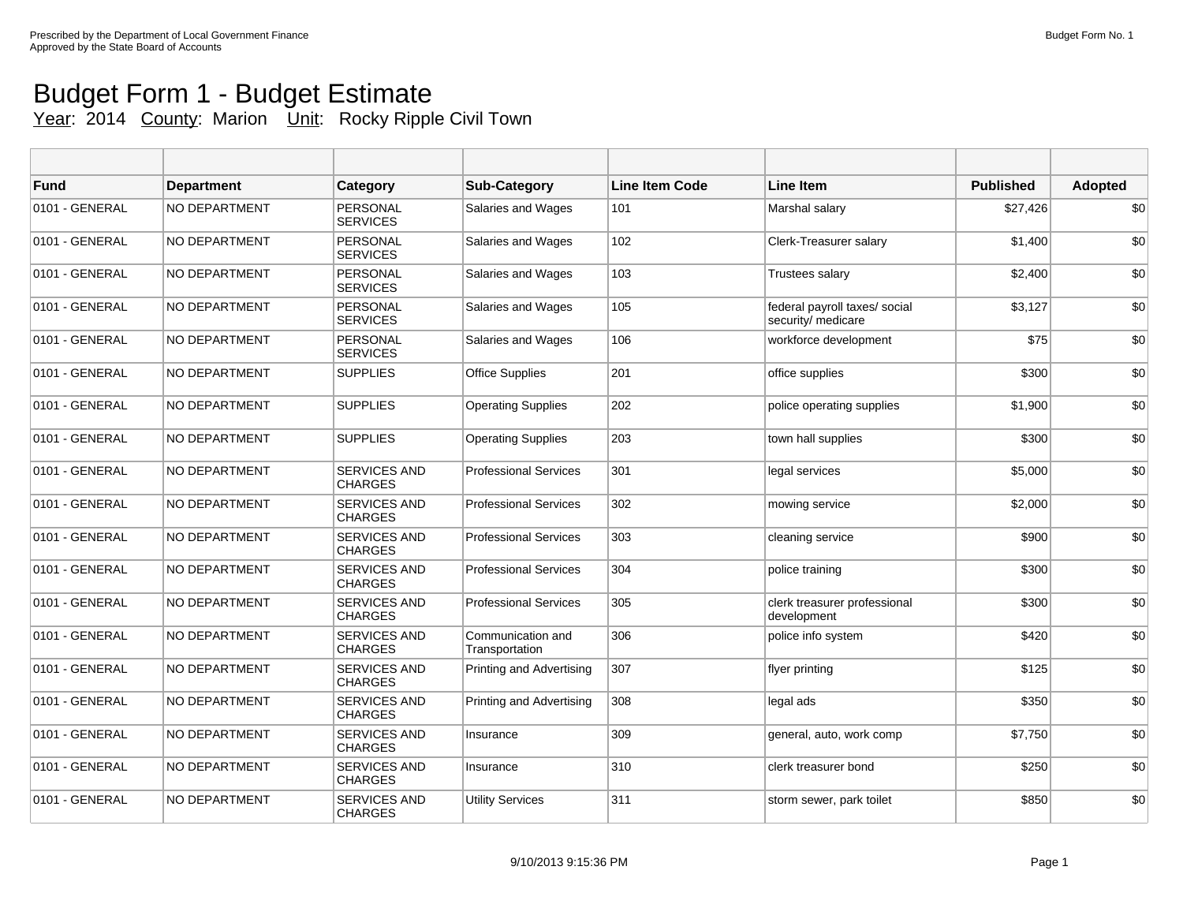Prescribed by the Department of Local Government Finance
Approved by the State Board of Accounts

Budget Form No. 1

# Budget Form 1 - Budget Estimate

Year: 2014 County: Marion Unit: Rocky Ripple Civil Town

| Fund | Department | Category | Sub-Category | Line Item Code | Line Item | Published | Adopted |
|---|---|---|---|---|---|---|---|
| 0101 - GENERAL | NO DEPARTMENT | PERSONAL SERVICES | Salaries and Wages | 101 | Marshal salary | $27,426 | $0 |
| 0101 - GENERAL | NO DEPARTMENT | PERSONAL SERVICES | Salaries and Wages | 102 | Clerk-Treasurer salary | $1,400 | $0 |
| 0101 - GENERAL | NO DEPARTMENT | PERSONAL SERVICES | Salaries and Wages | 103 | Trustees salary | $2,400 | $0 |
| 0101 - GENERAL | NO DEPARTMENT | PERSONAL SERVICES | Salaries and Wages | 105 | federal payroll taxes/ social security/ medicare | $3,127 | $0 |
| 0101 - GENERAL | NO DEPARTMENT | PERSONAL SERVICES | Salaries and Wages | 106 | workforce development | $75 | $0 |
| 0101 - GENERAL | NO DEPARTMENT | SUPPLIES | Office Supplies | 201 | office supplies | $300 | $0 |
| 0101 - GENERAL | NO DEPARTMENT | SUPPLIES | Operating Supplies | 202 | police operating supplies | $1,900 | $0 |
| 0101 - GENERAL | NO DEPARTMENT | SUPPLIES | Operating Supplies | 203 | town hall supplies | $300 | $0 |
| 0101 - GENERAL | NO DEPARTMENT | SERVICES AND CHARGES | Professional Services | 301 | legal services | $5,000 | $0 |
| 0101 - GENERAL | NO DEPARTMENT | SERVICES AND CHARGES | Professional Services | 302 | mowing service | $2,000 | $0 |
| 0101 - GENERAL | NO DEPARTMENT | SERVICES AND CHARGES | Professional Services | 303 | cleaning service | $900 | $0 |
| 0101 - GENERAL | NO DEPARTMENT | SERVICES AND CHARGES | Professional Services | 304 | police training | $300 | $0 |
| 0101 - GENERAL | NO DEPARTMENT | SERVICES AND CHARGES | Professional Services | 305 | clerk treasurer professional development | $300 | $0 |
| 0101 - GENERAL | NO DEPARTMENT | SERVICES AND CHARGES | Communication and Transportation | 306 | police info system | $420 | $0 |
| 0101 - GENERAL | NO DEPARTMENT | SERVICES AND CHARGES | Printing and Advertising | 307 | flyer printing | $125 | $0 |
| 0101 - GENERAL | NO DEPARTMENT | SERVICES AND CHARGES | Printing and Advertising | 308 | legal ads | $350 | $0 |
| 0101 - GENERAL | NO DEPARTMENT | SERVICES AND CHARGES | Insurance | 309 | general, auto, work comp | $7,750 | $0 |
| 0101 - GENERAL | NO DEPARTMENT | SERVICES AND CHARGES | Insurance | 310 | clerk treasurer bond | $250 | $0 |
| 0101 - GENERAL | NO DEPARTMENT | SERVICES AND CHARGES | Utility Services | 311 | storm sewer, park toilet | $850 | $0 |

9/10/2013 9:15:36 PM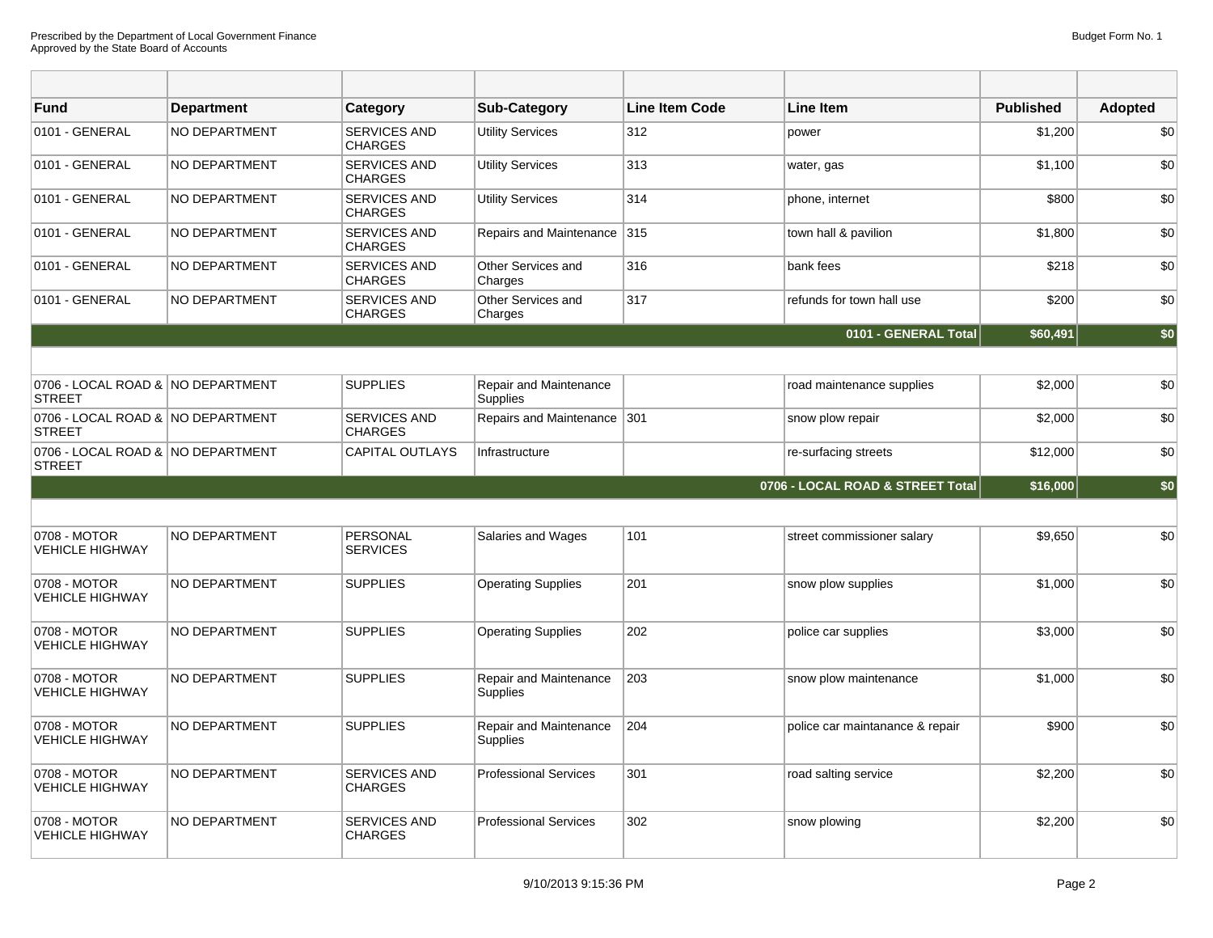| Fund | Department | Category | Sub-Category | Line Item Code | Line Item | Published | Adopted |
|---|---|---|---|---|---|---|---|
| 0101 - GENERAL | NO DEPARTMENT | SERVICES AND CHARGES | Utility Services | 312 | power | $1,200 | $0 |
| 0101 - GENERAL | NO DEPARTMENT | SERVICES AND CHARGES | Utility Services | 313 | water, gas | $1,100 | $0 |
| 0101 - GENERAL | NO DEPARTMENT | SERVICES AND CHARGES | Utility Services | 314 | phone, internet | $800 | $0 |
| 0101 - GENERAL | NO DEPARTMENT | SERVICES AND CHARGES | Repairs and Maintenance | 315 | town hall & pavilion | $1,800 | $0 |
| 0101 - GENERAL | NO DEPARTMENT | SERVICES AND CHARGES | Other Services and Charges | 316 | bank fees | $218 | $0 |
| 0101 - GENERAL | NO DEPARTMENT | SERVICES AND CHARGES | Other Services and Charges | 317 | refunds for town hall use | $200 | $0 |
| | | | | | **0101 - GENERAL Total** | **$60,491** | **$0** |
| | | | | | | | |
| 0706 - LOCAL ROAD & STREET | NO DEPARTMENT | SUPPLIES | Repair and Maintenance Supplies | | road maintenance supplies | $2,000 | $0 |
| 0706 - LOCAL ROAD & STREET | NO DEPARTMENT | SERVICES AND CHARGES | Repairs and Maintenance | 301 | snow plow repair | $2,000 | $0 |
| 0706 - LOCAL ROAD & STREET | NO DEPARTMENT | CAPITAL OUTLAYS | Infrastructure | | re-surfacing streets | $12,000 | $0 |
| | | | | | **0706 - LOCAL ROAD & STREET Total** | **$16,000** | **$0** |
| | | | | | | | |
| 0708 - MOTOR VEHICLE HIGHWAY | NO DEPARTMENT | PERSONAL SERVICES | Salaries and Wages | 101 | street commissioner salary | $9,650 | $0 |
| 0708 - MOTOR VEHICLE HIGHWAY | NO DEPARTMENT | SUPPLIES | Operating Supplies | 201 | snow plow supplies | $1,000 | $0 |
| 0708 - MOTOR VEHICLE HIGHWAY | NO DEPARTMENT | SUPPLIES | Operating Supplies | 202 | police car supplies | $3,000 | $0 |
| 0708 - MOTOR VEHICLE HIGHWAY | NO DEPARTMENT | SUPPLIES | Repair and Maintenance Supplies | 203 | snow plow maintenance | $1,000 | $0 |
| 0708 - MOTOR VEHICLE HIGHWAY | NO DEPARTMENT | SUPPLIES | Repair and Maintenance Supplies | 204 | police car maintanance & repair | $900 | $0 |
| 0708 - MOTOR VEHICLE HIGHWAY | NO DEPARTMENT | SERVICES AND CHARGES | Professional Services | 301 | road salting service | $2,200 | $0 |
| 0708 - MOTOR VEHICLE HIGHWAY | NO DEPARTMENT | SERVICES AND CHARGES | Professional Services | 302 | snow plowing | $2,200 | $0 |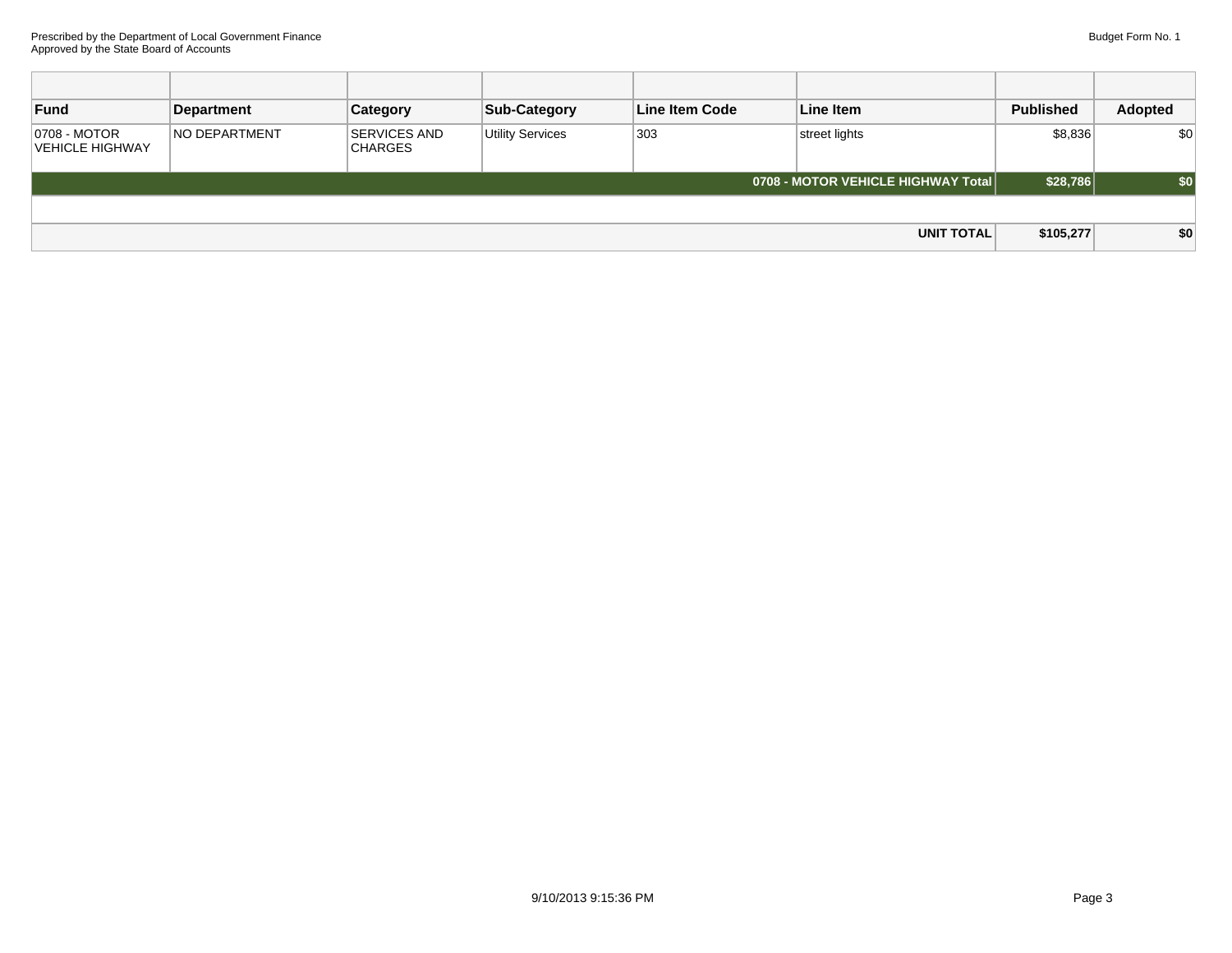Prescribed by the Department of Local Government Finance
Approved by the State Board of Accounts

Budget Form No. 1

| Fund | Department | Category | Sub-Category | Line Item Code | Line Item | Published | Adopted |
|---|---|---|---|---|---|---|---|
| 0708 - MOTOR VEHICLE HIGHWAY | NO DEPARTMENT | SERVICES AND CHARGES | Utility Services | 303 | street lights | $8,836 | $0 |
| | | | | | **0708 - MOTOR VEHICLE HIGHWAY Total** | **$28,786** | **$0** |
| | | | | | | | |
| | | | | | **UNIT TOTAL** | **$105,277** | **$0** |

9/10/2013 9:15:36 PM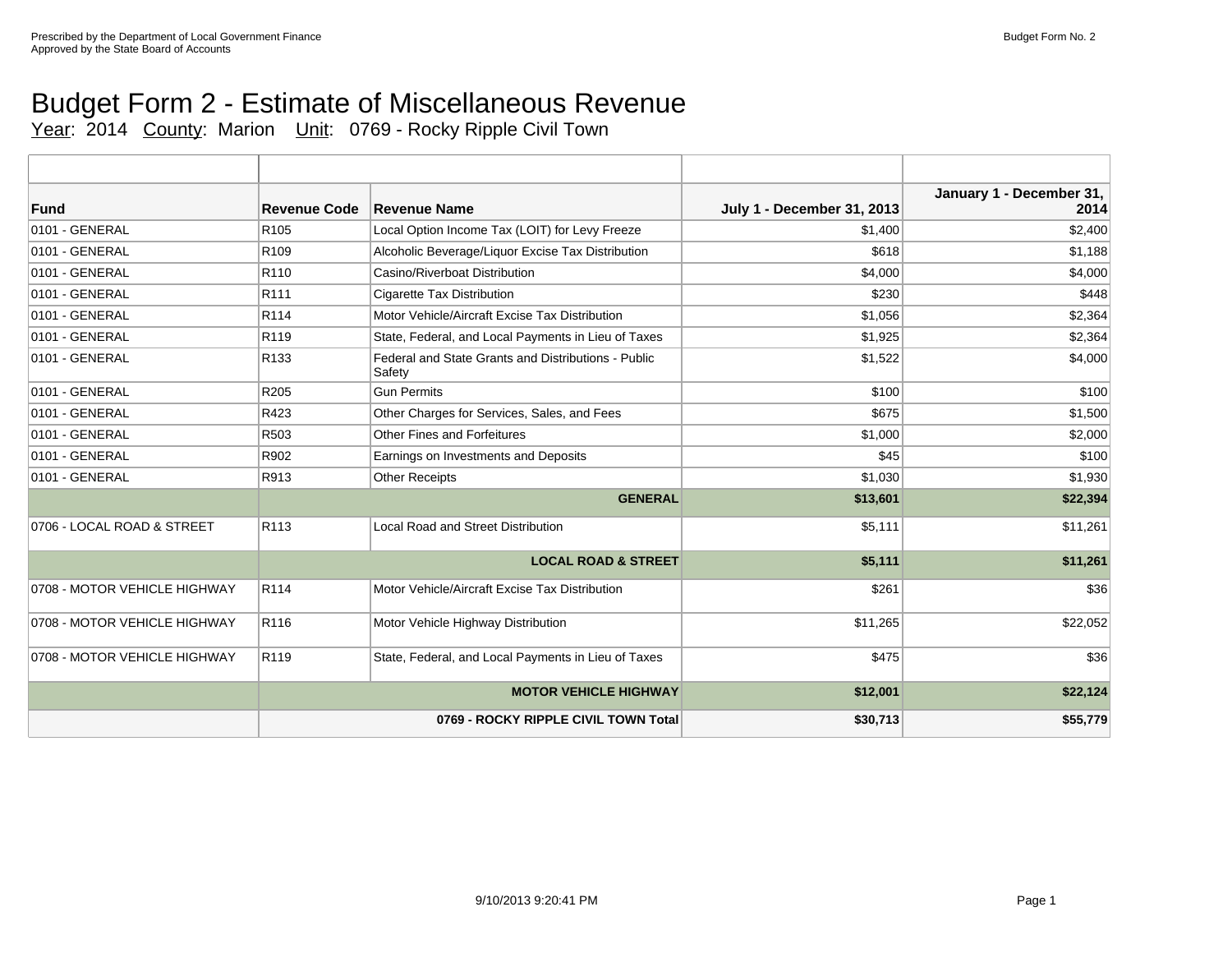Prescribed by the Department of Local Government Finance
Approved by the State Board of Accounts

Budget Form No. 2

# Budget Form 2 - Estimate of Miscellaneous Revenue

Year: 2014 County: Marion Unit: 0769 - Rocky Ripple Civil Town

| Fund | Revenue Code | Revenue Name | July 1 - December 31, 2013 | January 1 - December 31, 2014 |
|---|---|---|---|---|
| 0101 - GENERAL | R105 | Local Option Income Tax (LOIT) for Levy Freeze | $1,400 | $2,400 |
| 0101 - GENERAL | R109 | Alcoholic Beverage/Liquor Excise Tax Distribution | $618 | $1,188 |
| 0101 - GENERAL | R110 | Casino/Riverboat Distribution | $4,000 | $4,000 |
| 0101 - GENERAL | R111 | Cigarette Tax Distribution | $230 | $448 |
| 0101 - GENERAL | R114 | Motor Vehicle/Aircraft Excise Tax Distribution | $1,056 | $2,364 |
| 0101 - GENERAL | R119 | State, Federal, and Local Payments in Lieu of Taxes | $1,925 | $2,364 |
| 0101 - GENERAL | R133 | Federal and State Grants and Distributions - Public Safety | $1,522 | $4,000 |
| 0101 - GENERAL | R205 | Gun Permits | $100 | $100 |
| 0101 - GENERAL | R423 | Other Charges for Services, Sales, and Fees | $675 | $1,500 |
| 0101 - GENERAL | R503 | Other Fines and Forfeitures | $1,000 | $2,000 |
| 0101 - GENERAL | R902 | Earnings on Investments and Deposits | $45 | $100 |
| 0101 - GENERAL | R913 | Other Receipts | $1,030 | $1,930 |
| | | **GENERAL** | **$13,601** | **$22,394** |
| 0706 - LOCAL ROAD & STREET | R113 | Local Road and Street Distribution | $5,111 | $11,261 |
| | | **LOCAL ROAD & STREET** | **$5,111** | **$11,261** |
| 0708 - MOTOR VEHICLE HIGHWAY | R114 | Motor Vehicle/Aircraft Excise Tax Distribution | $261 | $36 |
| 0708 - MOTOR VEHICLE HIGHWAY | R116 | Motor Vehicle Highway Distribution | $11,265 | $22,052 |
| 0708 - MOTOR VEHICLE HIGHWAY | R119 | State, Federal, and Local Payments in Lieu of Taxes | $475 | $36 |
| | | **MOTOR VEHICLE HIGHWAY** | **$12,001** | **$22,124** |
| | | **0769 - ROCKY RIPPLE CIVIL TOWN Total** | **$30,713** | **$55,779** |

9/10/2013 9:20:41 PM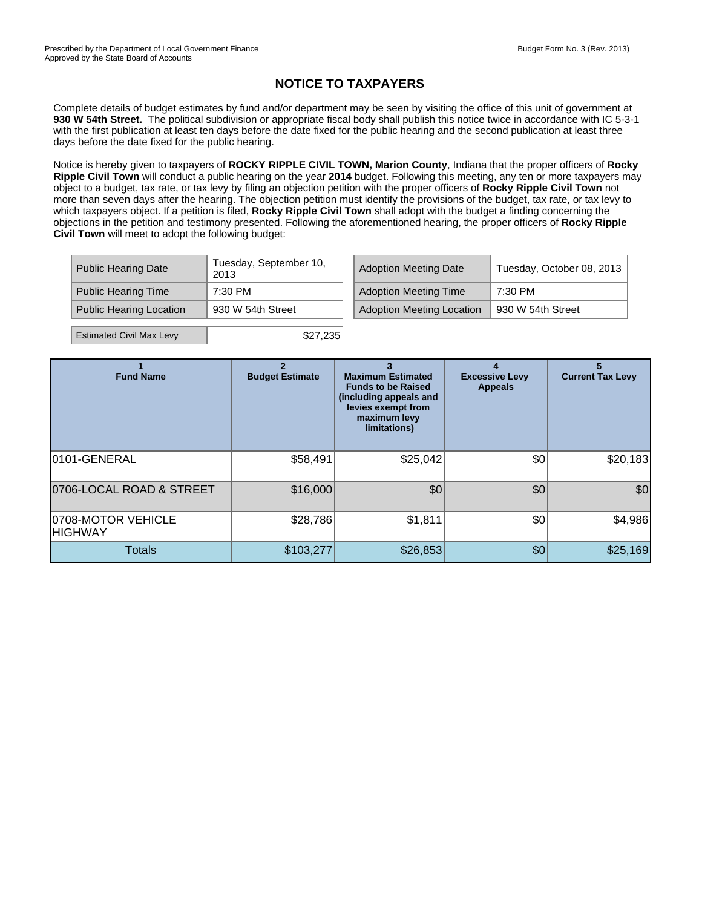Prescribed by the Department of Local Government Finance
Approved by the State Board of Accounts

Budget Form No. 3 (Rev. 2013)

# NOTICE TO TAXPAYERS

Complete details of budget estimates by fund and/or department may be seen by visiting the office of this unit of government at **930 W 54th Street.** The political subdivision or appropriate fiscal body shall publish this notice twice in accordance with IC 5-3-1 with the first publication at least ten days before the date fixed for the public hearing and the second publication at least three days before the date fixed for the public hearing.

Notice is hereby given to taxpayers of **ROCKY RIPPLE CIVIL TOWN, Marion County**, Indiana that the proper officers of **Rocky Ripple Civil Town** will conduct a public hearing on the year **2014** budget. Following this meeting, any ten or more taxpayers may object to a budget, tax rate, or tax levy by filing an objection petition with the proper officers of **Rocky Ripple Civil Town** not more than seven days after the hearing. The objection petition must identify the provisions of the budget, tax rate, or tax levy to which taxpayers object. If a petition is filed, **Rocky Ripple Civil Town** shall adopt with the budget a finding concerning the objections in the petition and testimony presented. Following the aforementioned hearing, the proper officers of **Rocky Ripple Civil Town** will meet to adopt the following budget:

| | |
|---|---|
| Public Hearing Date | Tuesday, September 10, 2013 |
| Public Hearing Time | 7:30 PM |
| Public Hearing Location | 930 W 54th Street |
| Estimated Civil Max Levy | $27,235 |

| | |
|---|---|
| Adoption Meeting Date | Tuesday, October 08, 2013 |
| Adoption Meeting Time | 7:30 PM |
| Adoption Meeting Location | 930 W 54th Street |

| 1 Fund Name | 2 Budget Estimate | 3 Maximum Estimated Funds to be Raised (including appeals and levies exempt from maximum levy limitations) | 4 Excessive Levy Appeals | 5 Current Tax Levy |
|---|---|---|---|---|
| 0101-GENERAL | $58,491 | $25,042 | $0 | $20,183 |
| 0706-LOCAL ROAD & STREET | $16,000 | $0 | $0 | $0 |
| 0708-MOTOR VEHICLE HIGHWAY | $28,786 | $1,811 | $0 | $4,986 |
| Totals | $103,277 | $26,853 | $0 | $25,169 |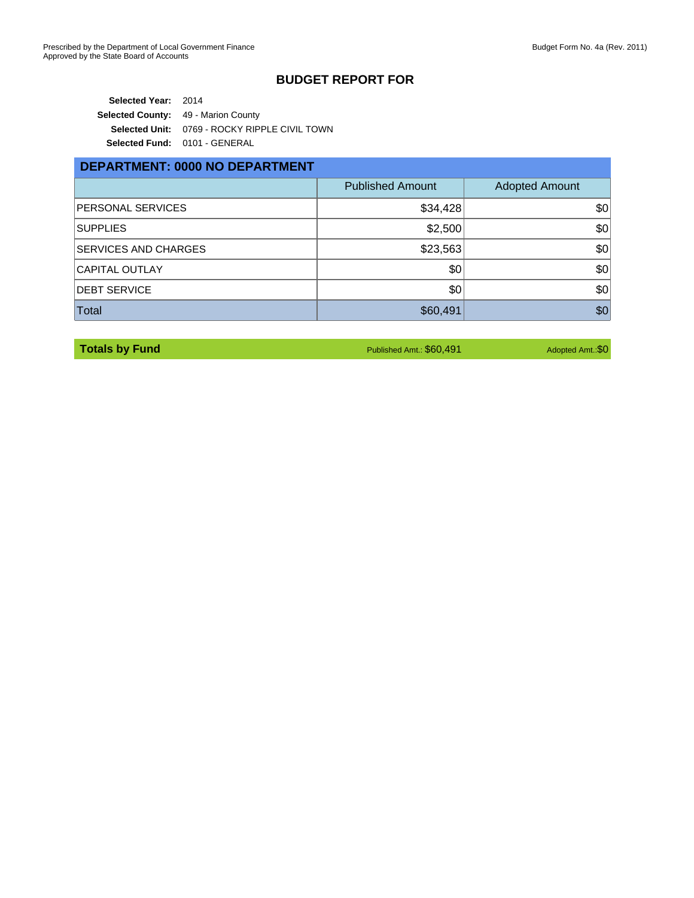Prescribed by the Department of Local Government Finance
Approved by the State Board of Accounts

Budget Form No. 4a (Rev. 2011)

## BUDGET REPORT FOR

**Selected Year:** 2014
**Selected County:** 49 - Marion County
**Selected Unit:** 0769 - ROCKY RIPPLE CIVIL TOWN
**Selected Fund:** 0101 - GENERAL

### DEPARTMENT: 0000 NO DEPARTMENT

| | Published Amount | Adopted Amount |
|---|---|---|
| PERSONAL SERVICES | $34,428 | $0 |
| SUPPLIES | $2,500 | $0 |
| SERVICES AND CHARGES | $23,563 | $0 |
| CAPITAL OUTLAY | $0 | $0 |
| DEBT SERVICE | $0 | $0 |
| Total | $60,491 | $0 |

**Totals by Fund** Published Amt.: $60,491 Adopted Amt.: $0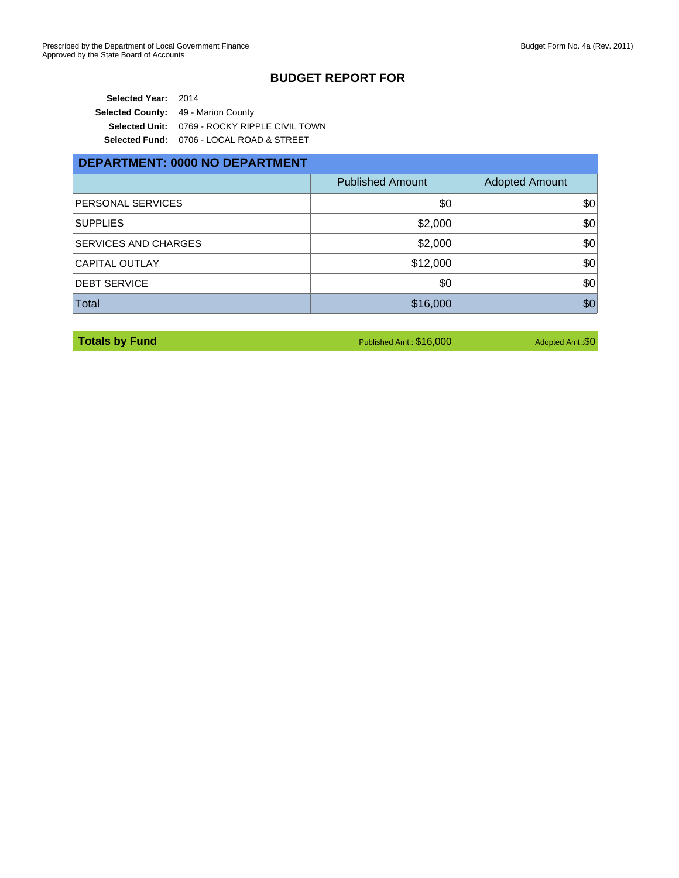Prescribed by the Department of Local Government Finance
Approved by the State Board of Accounts

Budget Form No. 4a (Rev. 2011)

# BUDGET REPORT FOR

**Selected Year:** 2014
**Selected County:** 49 - Marion County
**Selected Unit:** 0769 - ROCKY RIPPLE CIVIL TOWN
**Selected Fund:** 0706 - LOCAL ROAD & STREET

## DEPARTMENT: 0000 NO DEPARTMENT

| | Published Amount | Adopted Amount |
|---|---|---|
| PERSONAL SERVICES | $0 | $0 |
| SUPPLIES | $2,000 | $0 |
| SERVICES AND CHARGES | $2,000 | $0 |
| CAPITAL OUTLAY | $12,000 | $0 |
| DEBT SERVICE | $0 | $0 |
| Total | $16,000 | $0 |

| **Totals by Fund** | Published Amt.: $16,000 | Adopted Amt.: $0 |
|---|---|---|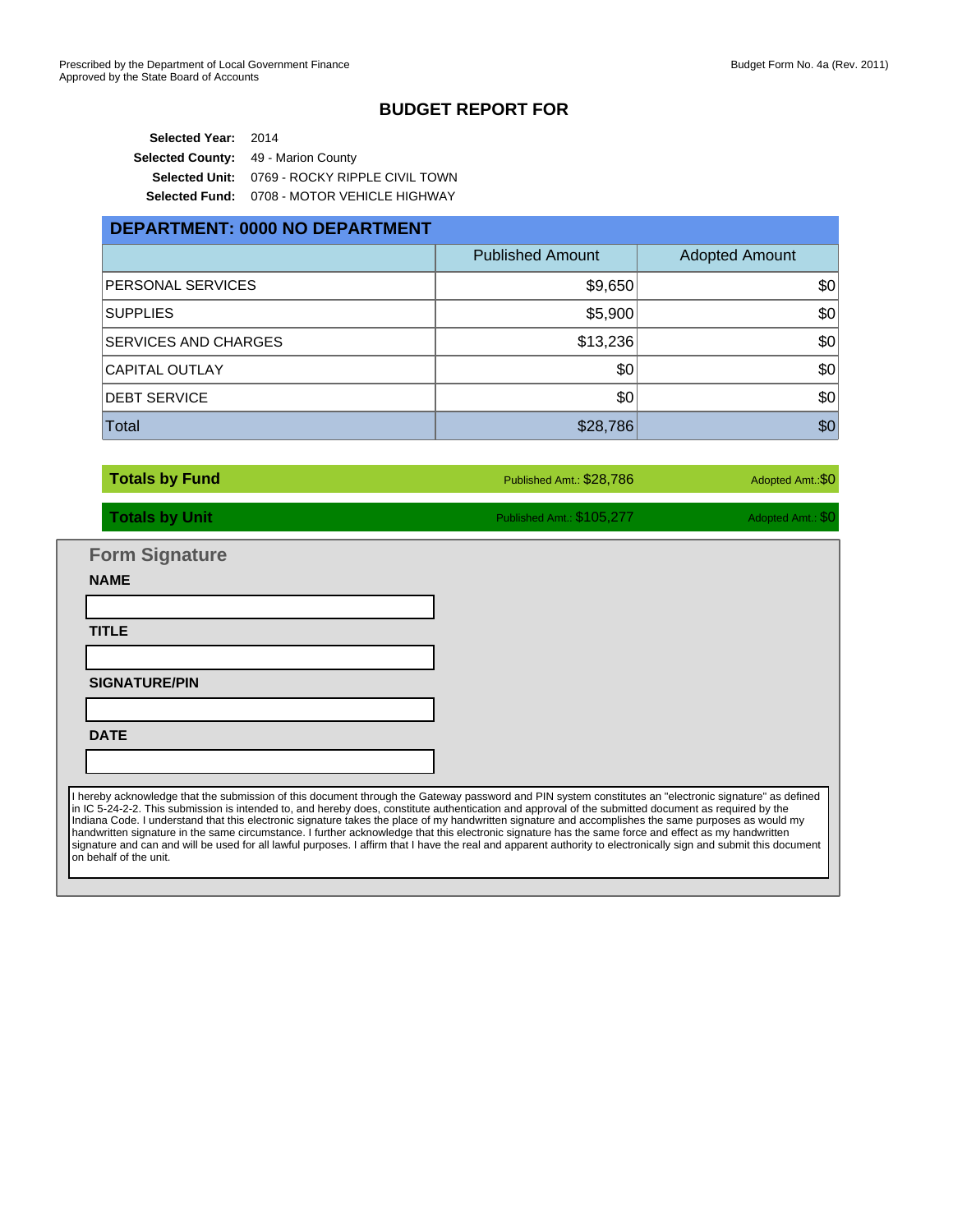Prescribed by the Department of Local Government Finance
Approved by the State Board of Accounts

Budget Form No. 4a (Rev. 2011)

# BUDGET REPORT FOR

**Selected Year:** 2014
**Selected County:** 49 - Marion County
**Selected Unit:** 0769 - ROCKY RIPPLE CIVIL TOWN
**Selected Fund:** 0708 - MOTOR VEHICLE HIGHWAY

## DEPARTMENT: 0000 NO DEPARTMENT

| | Published Amount | Adopted Amount |
|---|---|---|
| PERSONAL SERVICES | $9,650 | $0 |
| SUPPLIES | $5,900 | $0 |
| SERVICES AND CHARGES | $13,236 | $0 |
| CAPITAL OUTLAY | $0 | $0 |
| DEBT SERVICE | $0 | $0 |
| Total | $28,786 | $0 |

| | | |
|---|---|---|
| **Totals by Fund** | Published Amt.: $28,786 | Adopted Amt.: $0 |
| **Totals by Unit** | Published Amt.: $105,277 | Adopted Amt.: $0 |

## Form Signature

**NAME**

**TITLE**

**SIGNATURE/PIN**

**DATE**

I hereby acknowledge that the submission of this document through the Gateway password and PIN system constitutes an "electronic signature" as defined in IC 5-24-2-2. This submission is intended to, and hereby does, constitute authentication and approval of the submitted document as required by the Indiana Code. I understand that this electronic signature takes the place of my handwritten signature and accomplishes the same purposes as would my handwritten signature in the same circumstance. I further acknowledge that this electronic signature has the same force and effect as my handwritten signature and can and will be used for all lawful purposes. I affirm that I have the real and apparent authority to electronically sign and submit this document on behalf of the unit.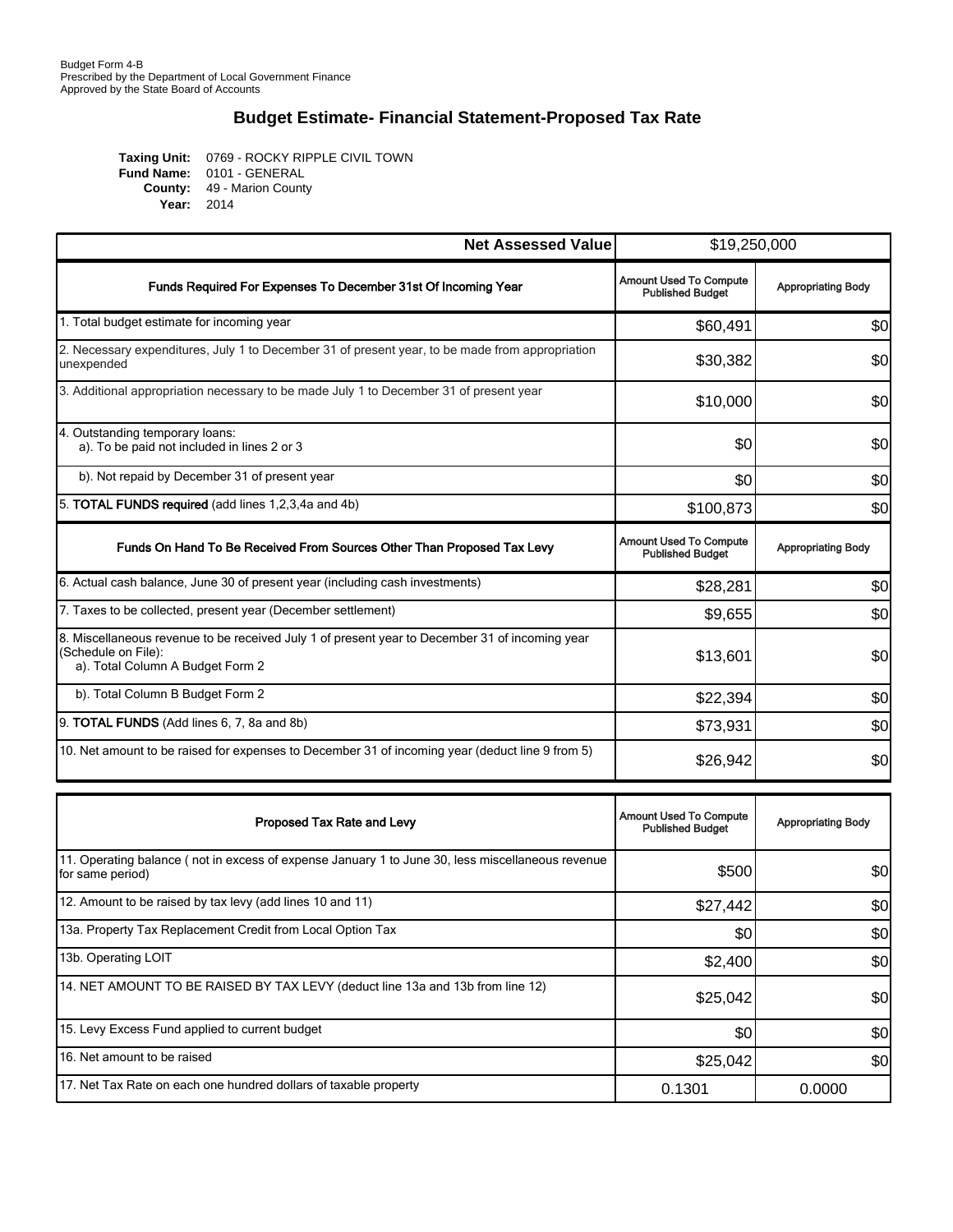Budget Form 4-B
Prescribed by the Department of Local Government Finance
Approved by the State Board of Accounts

## Budget Estimate- Financial Statement-Proposed Tax Rate

**Taxing Unit:** 0769 - ROCKY RIPPLE CIVIL TOWN
**Fund Name:** 0101 - GENERAL
**County:** 49 - Marion County
**Year:** 2014

| **Net Assessed Value** | $19,250,000 | |
|---|---|---|
| **Funds Required For Expenses To December 31st Of Incoming Year** | **Amount Used To Compute Published Budget** | **Appropriating Body** |
| 1. Total budget estimate for incoming year | $60,491 | $0 |
| 2. Necessary expenditures, July 1 to December 31 of present year, to be made from appropriation unexpended | $30,382 | $0 |
| 3. Additional appropriation necessary to be made July 1 to December 31 of present year | $10,000 | $0 |
| 4. Outstanding temporary loans: a). To be paid not included in lines 2 or 3 | $0 | $0 |
| b). Not repaid by December 31 of present year | $0 | $0 |
| 5. **TOTAL FUNDS required** (add lines 1,2,3,4a and 4b) | $100,873 | $0 |
| **Funds On Hand To Be Received From Sources Other Than Proposed Tax Levy** | **Amount Used To Compute Published Budget** | **Appropriating Body** |
| 6. Actual cash balance, June 30 of present year (including cash investments) | $28,281 | $0 |
| 7. Taxes to be collected, present year (December settlement) | $9,655 | $0 |
| 8. Miscellaneous revenue to be received July 1 of present year to December 31 of incoming year (Schedule on File): a). Total Column A Budget Form 2 | $13,601 | $0 |
| b). Total Column B Budget Form 2 | $22,394 | $0 |
| 9. **TOTAL FUNDS** (Add lines 6, 7, 8a and 8b) | $73,931 | $0 |
| 10. Net amount to be raised for expenses to December 31 of incoming year (deduct line 9 from 5) | $26,942 | $0 |

| **Proposed Tax Rate and Levy** | **Amount Used To Compute Published Budget** | **Appropriating Body** |
|---|---|---|
| 11. Operating balance ( not in excess of expense January 1 to June 30, less miscellaneous revenue for same period) | $500 | $0 |
| 12. Amount to be raised by tax levy (add lines 10 and 11) | $27,442 | $0 |
| 13a. Property Tax Replacement Credit from Local Option Tax | $0 | $0 |
| 13b. Operating LOIT | $2,400 | $0 |
| 14. NET AMOUNT TO BE RAISED BY TAX LEVY (deduct line 13a and 13b from line 12) | $25,042 | $0 |
| 15. Levy Excess Fund applied to current budget | $0 | $0 |
| 16. Net amount to be raised | $25,042 | $0 |
| 17. Net Tax Rate on each one hundred dollars of taxable property | 0.1301 | 0.0000 |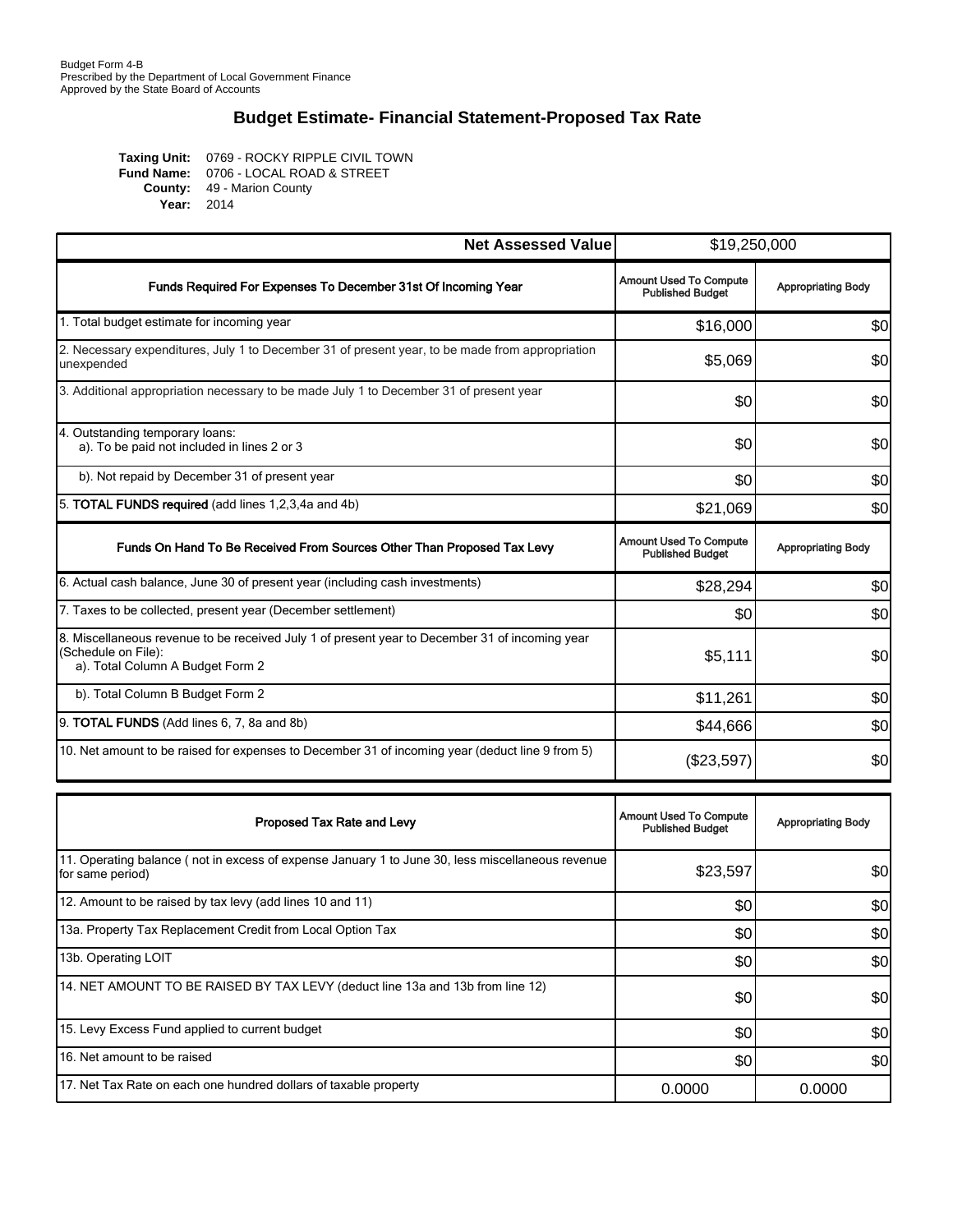Budget Form 4-B
Prescribed by the Department of Local Government Finance
Approved by the State Board of Accounts

## Budget Estimate- Financial Statement-Proposed Tax Rate

**Taxing Unit:** 0769 - ROCKY RIPPLE CIVIL TOWN
**Fund Name:** 0706 - LOCAL ROAD & STREET
**County:** 49 - Marion County
**Year:** 2014

| **Net Assessed Value** | $19,250,000 | |
|---|---|---|
| **Funds Required For Expenses To December 31st Of Incoming Year** | **Amount Used To Compute Published Budget** | **Appropriating Body** |
| 1. Total budget estimate for incoming year | $16,000 | $0 |
| 2. Necessary expenditures, July 1 to December 31 of present year, to be made from appropriation unexpended | $5,069 | $0 |
| 3. Additional appropriation necessary to be made July 1 to December 31 of present year | $0 | $0 |
| 4. Outstanding temporary loans: a). To be paid not included in lines 2 or 3 | $0 | $0 |
| b). Not repaid by December 31 of present year | $0 | $0 |
| 5. **TOTAL FUNDS required** (add lines 1,2,3,4a and 4b) | $21,069 | $0 |
| **Funds On Hand To Be Received From Sources Other Than Proposed Tax Levy** | **Amount Used To Compute Published Budget** | **Appropriating Body** |
| 6. Actual cash balance, June 30 of present year (including cash investments) | $28,294 | $0 |
| 7. Taxes to be collected, present year (December settlement) | $0 | $0 |
| 8. Miscellaneous revenue to be received July 1 of present year to December 31 of incoming year (Schedule on File): a). Total Column A Budget Form 2 | $5,111 | $0 |
| b). Total Column B Budget Form 2 | $11,261 | $0 |
| 9. **TOTAL FUNDS** (Add lines 6, 7, 8a and 8b) | $44,666 | $0 |
| 10. Net amount to be raised for expenses to December 31 of incoming year (deduct line 9 from 5) | ($23,597) | $0 |

| **Proposed Tax Rate and Levy** | **Amount Used To Compute Published Budget** | **Appropriating Body** |
|---|---|---|
| 11. Operating balance ( not in excess of expense January 1 to June 30, less miscellaneous revenue for same period) | $23,597 | $0 |
| 12. Amount to be raised by tax levy (add lines 10 and 11) | $0 | $0 |
| 13a. Property Tax Replacement Credit from Local Option Tax | $0 | $0 |
| 13b. Operating LOIT | $0 | $0 |
| 14. NET AMOUNT TO BE RAISED BY TAX LEVY (deduct line 13a and 13b from line 12) | $0 | $0 |
| 15. Levy Excess Fund applied to current budget | $0 | $0 |
| 16. Net amount to be raised | $0 | $0 |
| 17. Net Tax Rate on each one hundred dollars of taxable property | 0.0000 | 0.0000 |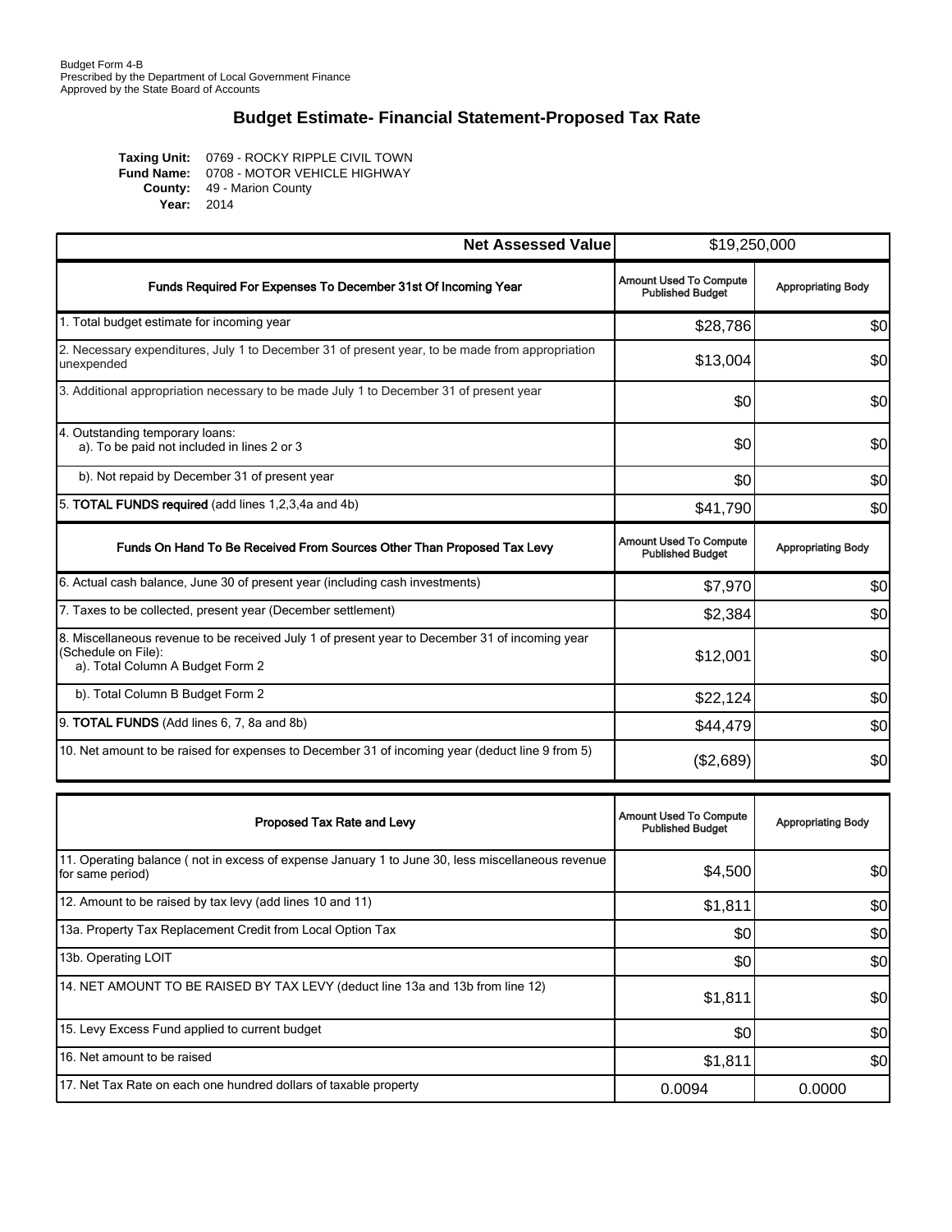Budget Form 4-B
Prescribed by the Department of Local Government Finance
Approved by the State Board of Accounts

# Budget Estimate- Financial Statement-Proposed Tax Rate

**Taxing Unit:** 0769 - ROCKY RIPPLE CIVIL TOWN
**Fund Name:** 0708 - MOTOR VEHICLE HIGHWAY
**County:** 49 - Marion County
**Year:** 2014

| **Net Assessed Value** | $19,250,000 | |
|---|---|---|
| **Funds Required For Expenses To December 31st Of Incoming Year** | **Amount Used To Compute Published Budget** | **Appropriating Body** |
| 1. Total budget estimate for incoming year | $28,786 | $0 |
| 2. Necessary expenditures, July 1 to December 31 of present year, to be made from appropriation unexpended | $13,004 | $0 |
| 3. Additional appropriation necessary to be made July 1 to December 31 of present year | $0 | $0 |
| 4. Outstanding temporary loans: a). To be paid not included in lines 2 or 3 | $0 | $0 |
| b). Not repaid by December 31 of present year | $0 | $0 |
| 5. **TOTAL FUNDS required** (add lines 1,2,3,4a and 4b) | $41,790 | $0 |
| **Funds On Hand To Be Received From Sources Other Than Proposed Tax Levy** | **Amount Used To Compute Published Budget** | **Appropriating Body** |
| 6. Actual cash balance, June 30 of present year (including cash investments) | $7,970 | $0 |
| 7. Taxes to be collected, present year (December settlement) | $2,384 | $0 |
| 8. Miscellaneous revenue to be received July 1 of present year to December 31 of incoming year (Schedule on File): a). Total Column A Budget Form 2 | $12,001 | $0 |
| b). Total Column B Budget Form 2 | $22,124 | $0 |
| 9. **TOTAL FUNDS** (Add lines 6, 7, 8a and 8b) | $44,479 | $0 |
| 10. Net amount to be raised for expenses to December 31 of incoming year (deduct line 9 from 5) | ($2,689) | $0 |

| **Proposed Tax Rate and Levy** | **Amount Used To Compute Published Budget** | **Appropriating Body** |
|---|---|---|
| 11. Operating balance ( not in excess of expense January 1 to June 30, less miscellaneous revenue for same period) | $4,500 | $0 |
| 12. Amount to be raised by tax levy (add lines 10 and 11) | $1,811 | $0 |
| 13a. Property Tax Replacement Credit from Local Option Tax | $0 | $0 |
| 13b. Operating LOIT | $0 | $0 |
| 14. NET AMOUNT TO BE RAISED BY TAX LEVY (deduct line 13a and 13b from line 12) | $1,811 | $0 |
| 15. Levy Excess Fund applied to current budget | $0 | $0 |
| 16. Net amount to be raised | $1,811 | $0 |
| 17. Net Tax Rate on each one hundred dollars of taxable property | 0.0094 | 0.0000 |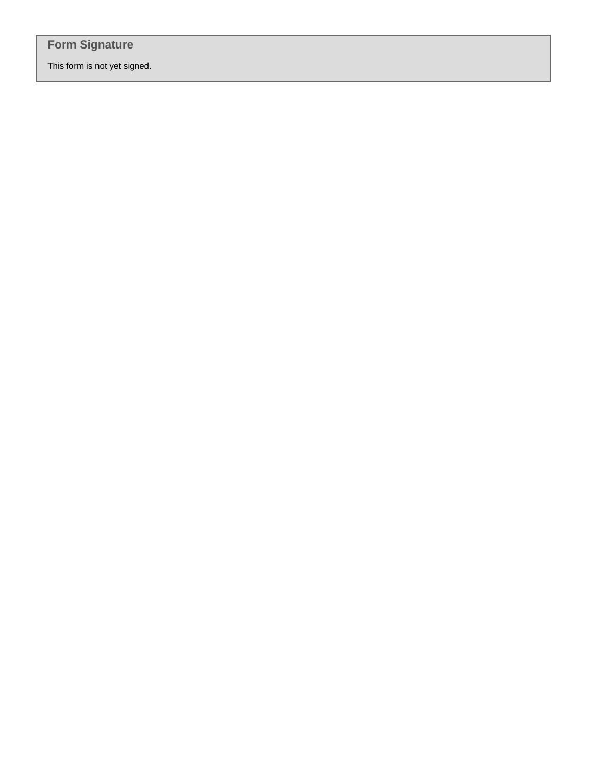## Form Signature

This form is not yet signed.